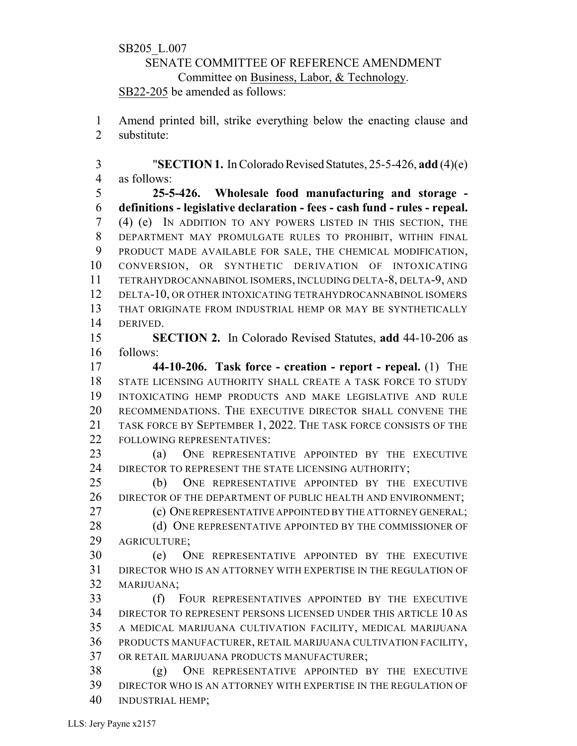SB205_L.007

SENATE COMMITTEE OF REFERENCE AMENDMENT
Committee on Business, Labor, & Technology.
SB22-205 be amended as follows:

1 Amend printed bill, strike everything below the enacting clause and
2 substitute:

3 "**SECTION 1.** In Colorado Revised Statutes, 25-5-426, **add** (4)(e)
4 as follows:

5 **25-5-426. Wholesale food manufacturing and storage -**
6 **definitions - legislative declaration - fees - cash fund - rules - repeal.**
7 (4) (e) IN ADDITION TO ANY POWERS LISTED IN THIS SECTION, THE
8 DEPARTMENT MAY PROMULGATE RULES TO PROHIBIT, WITHIN FINAL
9 PRODUCT MADE AVAILABLE FOR SALE, THE CHEMICAL MODIFICATION,
10 CONVERSION, OR SYNTHETIC DERIVATION OF INTOXICATING
11 TETRAHYDROCANNABINOL ISOMERS, INCLUDING DELTA-8, DELTA-9, AND
12 DELTA-10, OR OTHER INTOXICATING TETRAHYDROCANNABINOL ISOMERS
13 THAT ORIGINATE FROM INDUSTRIAL HEMP OR MAY BE SYNTHETICALLY
14 DERIVED.

15 **SECTION 2.** In Colorado Revised Statutes, **add** 44-10-206 as
16 follows:

17 **44-10-206. Task force - creation - report - repeal.** (1) THE
18 STATE LICENSING AUTHORITY SHALL CREATE A TASK FORCE TO STUDY
19 INTOXICATING HEMP PRODUCTS AND MAKE LEGISLATIVE AND RULE
20 RECOMMENDATIONS. THE EXECUTIVE DIRECTOR SHALL CONVENE THE
21 TASK FORCE BY SEPTEMBER 1, 2022. THE TASK FORCE CONSISTS OF THE
22 FOLLOWING REPRESENTATIVES:

23 (a) ONE REPRESENTATIVE APPOINTED BY THE EXECUTIVE
24 DIRECTOR TO REPRESENT THE STATE LICENSING AUTHORITY;

25 (b) ONE REPRESENTATIVE APPOINTED BY THE EXECUTIVE
26 DIRECTOR OF THE DEPARTMENT OF PUBLIC HEALTH AND ENVIRONMENT;

27 (c) ONE REPRESENTATIVE APPOINTED BY THE ATTORNEY GENERAL;

28 (d) ONE REPRESENTATIVE APPOINTED BY THE COMMISSIONER OF
29 AGRICULTURE;

30 (e) ONE REPRESENTATIVE APPOINTED BY THE EXECUTIVE
31 DIRECTOR WHO IS AN ATTORNEY WITH EXPERTISE IN THE REGULATION OF
32 MARIJUANA;

33 (f) FOUR REPRESENTATIVES APPOINTED BY THE EXECUTIVE
34 DIRECTOR TO REPRESENT PERSONS LICENSED UNDER THIS ARTICLE 10 AS
35 A MEDICAL MARIJUANA CULTIVATION FACILITY, MEDICAL MARIJUANA
36 PRODUCTS MANUFACTURER, RETAIL MARIJUANA CULTIVATION FACILITY,
37 OR RETAIL MARIJUANA PRODUCTS MANUFACTURER;

38 (g) ONE REPRESENTATIVE APPOINTED BY THE EXECUTIVE
39 DIRECTOR WHO IS AN ATTORNEY WITH EXPERTISE IN THE REGULATION OF
40 INDUSTRIAL HEMP;

LLS: Jery Payne x2157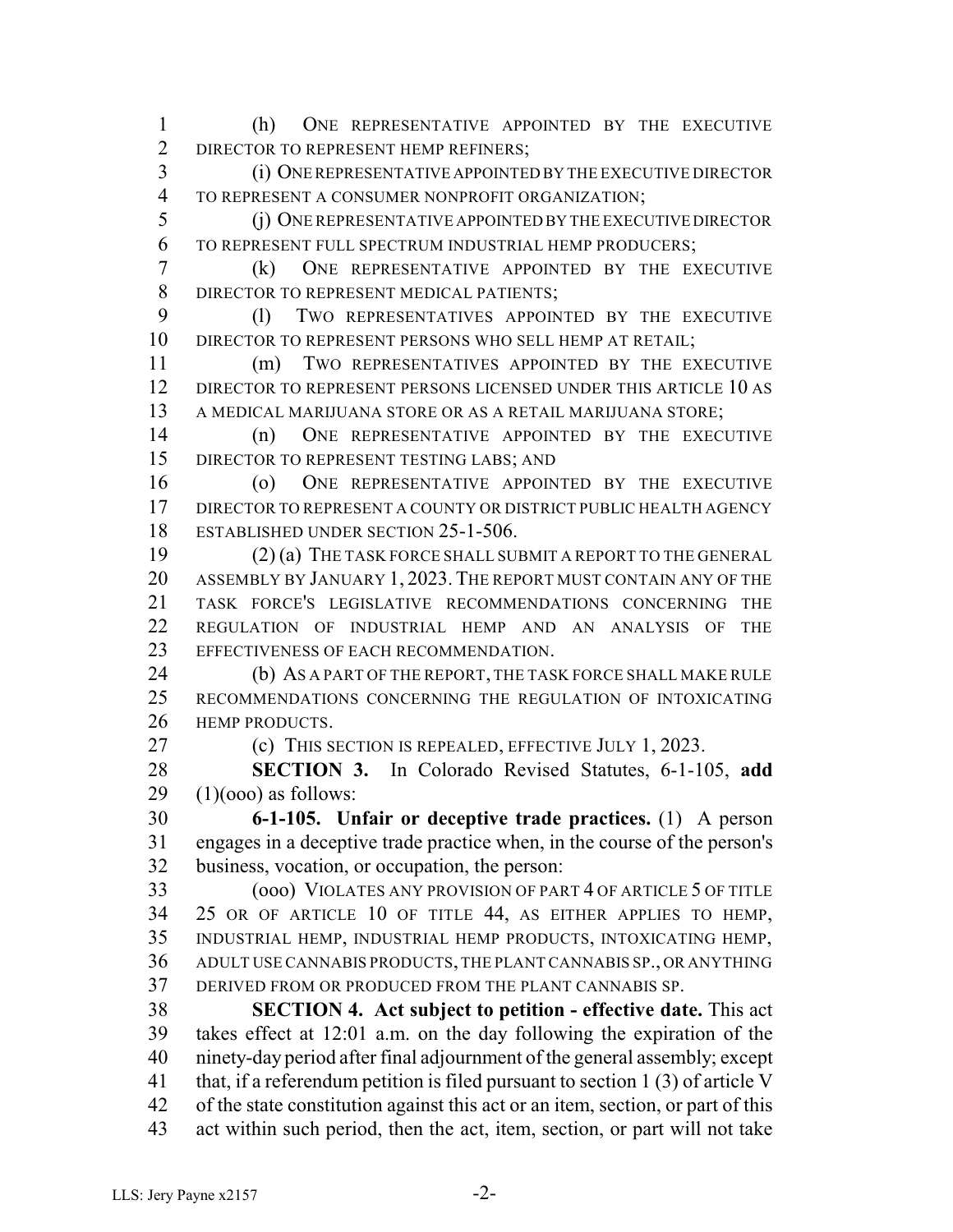(h) ONE REPRESENTATIVE APPOINTED BY THE EXECUTIVE DIRECTOR TO REPRESENT HEMP REFINERS;

(i) ONE REPRESENTATIVE APPOINTED BY THE EXECUTIVE DIRECTOR TO REPRESENT A CONSUMER NONPROFIT ORGANIZATION;

(j) ONE REPRESENTATIVE APPOINTED BY THE EXECUTIVE DIRECTOR TO REPRESENT FULL SPECTRUM INDUSTRIAL HEMP PRODUCERS;

(k) ONE REPRESENTATIVE APPOINTED BY THE EXECUTIVE DIRECTOR TO REPRESENT MEDICAL PATIENTS;

(l) TWO REPRESENTATIVES APPOINTED BY THE EXECUTIVE DIRECTOR TO REPRESENT PERSONS WHO SELL HEMP AT RETAIL;

(m) TWO REPRESENTATIVES APPOINTED BY THE EXECUTIVE DIRECTOR TO REPRESENT PERSONS LICENSED UNDER THIS ARTICLE 10 AS A MEDICAL MARIJUANA STORE OR AS A RETAIL MARIJUANA STORE;

(n) ONE REPRESENTATIVE APPOINTED BY THE EXECUTIVE DIRECTOR TO REPRESENT TESTING LABS; AND

(o) ONE REPRESENTATIVE APPOINTED BY THE EXECUTIVE DIRECTOR TO REPRESENT A COUNTY OR DISTRICT PUBLIC HEALTH AGENCY ESTABLISHED UNDER SECTION 25-1-506.

(2) (a) THE TASK FORCE SHALL SUBMIT A REPORT TO THE GENERAL ASSEMBLY BY JANUARY 1, 2023. THE REPORT MUST CONTAIN ANY OF THE TASK FORCE'S LEGISLATIVE RECOMMENDATIONS CONCERNING THE REGULATION OF INDUSTRIAL HEMP AND AN ANALYSIS OF THE EFFECTIVENESS OF EACH RECOMMENDATION.

(b) AS A PART OF THE REPORT, THE TASK FORCE SHALL MAKE RULE RECOMMENDATIONS CONCERNING THE REGULATION OF INTOXICATING HEMP PRODUCTS.

(c) THIS SECTION IS REPEALED, EFFECTIVE JULY 1, 2023.

**SECTION 3.** In Colorado Revised Statutes, 6-1-105, **add** (1)(ooo) as follows:

**6-1-105. Unfair or deceptive trade practices.** (1) A person engages in a deceptive trade practice when, in the course of the person's business, vocation, or occupation, the person:

(ooo) VIOLATES ANY PROVISION OF PART 4 OF ARTICLE 5 OF TITLE 25 OR OF ARTICLE 10 OF TITLE 44, AS EITHER APPLIES TO HEMP, INDUSTRIAL HEMP, INDUSTRIAL HEMP PRODUCTS, INTOXICATING HEMP, ADULT USE CANNABIS PRODUCTS, THE PLANT CANNABIS SP., OR ANYTHING DERIVED FROM OR PRODUCED FROM THE PLANT CANNABIS SP.

**SECTION 4. Act subject to petition - effective date.** This act takes effect at 12:01 a.m. on the day following the expiration of the ninety-day period after final adjournment of the general assembly; except that, if a referendum petition is filed pursuant to section 1 (3) of article V of the state constitution against this act or an item, section, or part of this act within such period, then the act, item, section, or part will not take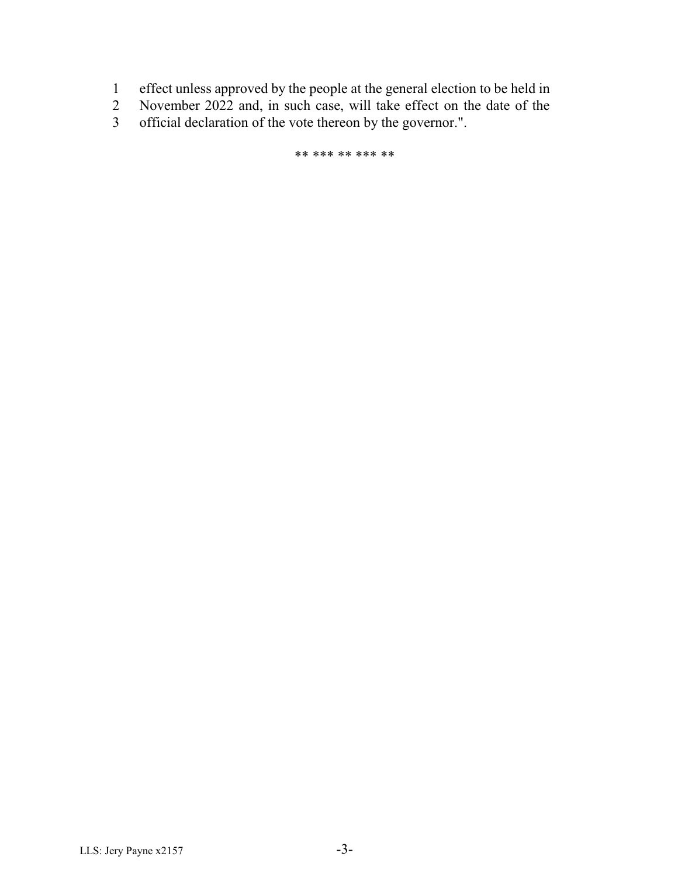effect unless approved by the people at the general election to be held in November 2022 and, in such case, will take effect on the date of the official declaration of the vote thereon by the governor.".

** *** ** *** **

LLS: Jery Payne x2157